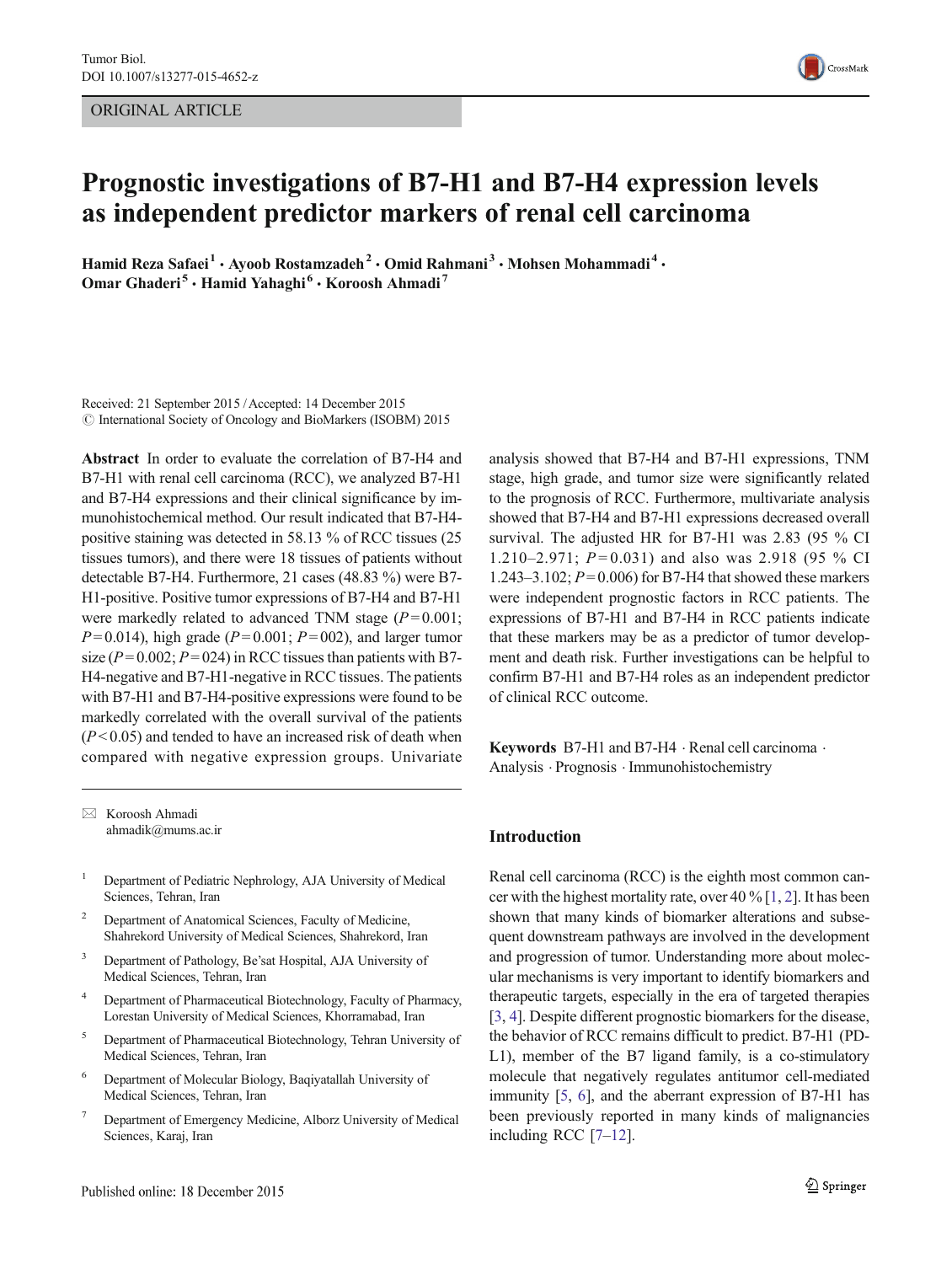ORIGINAL ARTICLE

# Prognostic investigations of B7-H1 and B7-H4 expression levels as independent predictor markers of renal cell carcinoma

Hamid Reza Safaei[1] · Ayoob Rostamzadeh[2] · Omid Rahmani[3] · Mohsen Mohammadi[4] · Omar Ghaderi[5] · Hamid Yahaghi[6] · Koroosh Ahmadi[7]

Received: 21 September 2015 / Accepted: 14 December 2015
© International Society of Oncology and BioMarkers (ISOBM) 2015

**Abstract** In order to evaluate the correlation of B7-H4 and B7-H1 with renal cell carcinoma (RCC), we analyzed B7-H1 and B7-H4 expressions and their clinical significance by immunohistochemical method. Our result indicated that B7-H4-positive staining was detected in 58.13 % of RCC tissues (25 tissues tumors), and there were 18 tissues of patients without detectable B7-H4. Furthermore, 21 cases (48.83 %) were B7-H1-positive. Positive tumor expressions of B7-H4 and B7-H1 were markedly related to advanced TNM stage ($P=0.001$; $P=0.014$), high grade ($P=0.001$; $P=002$), and larger tumor size ($P=0.002$; $P=024$) in RCC tissues than patients with B7-H4-negative and B7-H1-negative in RCC tissues. The patients with B7-H1 and B7-H4-positive expressions were found to be markedly correlated with the overall survival of the patients ($P<0.05$) and tended to have an increased risk of death when compared with negative expression groups. Univariate analysis showed that B7-H4 and B7-H1 expressions, TNM stage, high grade, and tumor size were significantly related to the prognosis of RCC. Furthermore, multivariate analysis showed that B7-H4 and B7-H1 expressions decreased overall survival. The adjusted HR for B7-H1 was 2.83 (95 % CI 1.210–2.971; $P=0.031$) and also was 2.918 (95 % CI 1.243–3.102; $P=0.006$) for B7-H4 that showed these markers were independent prognostic factors in RCC patients. The expressions of B7-H1 and B7-H4 in RCC patients indicate that these markers may be as a predictor of tumor development and death risk. Further investigations can be helpful to confirm B7-H1 and B7-H4 roles as an independent predictor of clinical RCC outcome.

**Keywords** B7-H1 and B7-H4 · Renal cell carcinoma · Analysis · Prognosis · Immunohistochemistry

✉ Koroosh Ahmadi
ahmadik@mums.ac.ir

1. Department of Pediatric Nephrology, AJA University of Medical Sciences, Tehran, Iran
2. Department of Anatomical Sciences, Faculty of Medicine, Shahrekord University of Medical Sciences, Shahrekord, Iran
3. Department of Pathology, Be'sat Hospital, AJA University of Medical Sciences, Tehran, Iran
4. Department of Pharmaceutical Biotechnology, Faculty of Pharmacy, Lorestan University of Medical Sciences, Khorramabad, Iran
5. Department of Pharmaceutical Biotechnology, Tehran University of Medical Sciences, Tehran, Iran
6. Department of Molecular Biology, Baqiyatallah University of Medical Sciences, Tehran, Iran
7. Department of Emergency Medicine, Alborz University of Medical Sciences, Karaj, Iran

## Introduction

Renal cell carcinoma (RCC) is the eighth most common cancer with the highest mortality rate, over 40 % [1, 2]. It has been shown that many kinds of biomarker alterations and subsequent downstream pathways are involved in the development and progression of tumor. Understanding more about molecular mechanisms is very important to identify biomarkers and therapeutic targets, especially in the era of targeted therapies [3, 4]. Despite different prognostic biomarkers for the disease, the behavior of RCC remains difficult to predict. B7-H1 (PD-L1), member of the B7 ligand family, is a co-stimulatory molecule that negatively regulates antitumor cell-mediated immunity [5, 6], and the aberrant expression of B7-H1 has been previously reported in many kinds of malignancies including RCC [7–12].

Published online: 18 December 2015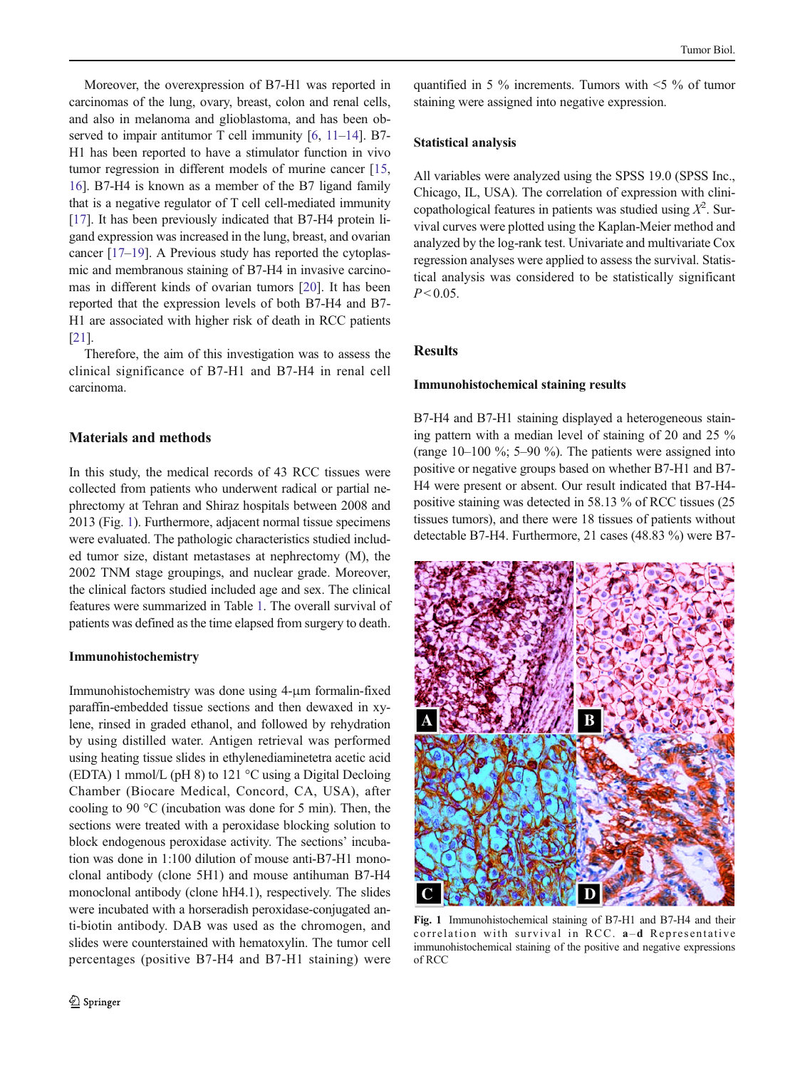Moreover, the overexpression of B7-H1 was reported in carcinomas of the lung, ovary, breast, colon and renal cells, and also in melanoma and glioblastoma, and has been observed to impair antitumor T cell immunity [6, 11–14]. B7-H1 has been reported to have a stimulator function in vivo tumor regression in different models of murine cancer [15, 16]. B7-H4 is known as a member of the B7 ligand family that is a negative regulator of T cell cell-mediated immunity [17]. It has been previously indicated that B7-H4 protein ligand expression was increased in the lung, breast, and ovarian cancer [17–19]. A Previous study has reported the cytoplasmic and membranous staining of B7-H4 in invasive carcinomas in different kinds of ovarian tumors [20]. It has been reported that the expression levels of both B7-H4 and B7-H1 are associated with higher risk of death in RCC patients [21].

Therefore, the aim of this investigation was to assess the clinical significance of B7-H1 and B7-H4 in renal cell carcinoma.

## Materials and methods

In this study, the medical records of 43 RCC tissues were collected from patients who underwent radical or partial nephrectomy at Tehran and Shiraz hospitals between 2008 and 2013 (Fig. 1). Furthermore, adjacent normal tissue specimens were evaluated. The pathologic characteristics studied included tumor size, distant metastases at nephrectomy (M), the 2002 TNM stage groupings, and nuclear grade. Moreover, the clinical factors studied included age and sex. The clinical features were summarized in Table 1. The overall survival of patients was defined as the time elapsed from surgery to death.

### Immunohistochemistry

Immunohistochemistry was done using 4-μm formalin-fixed paraffin-embedded tissue sections and then dewaxed in xylene, rinsed in graded ethanol, and followed by rehydration by using distilled water. Antigen retrieval was performed using heating tissue slides in ethylenediaminetetra acetic acid (EDTA) 1 mmol/L (pH 8) to 121 °C using a Digital Decloing Chamber (Biocare Medical, Concord, CA, USA), after cooling to 90 °C (incubation was done for 5 min). Then, the sections were treated with a peroxidase blocking solution to block endogenous peroxidase activity. The sections' incubation was done in 1:100 dilution of mouse anti-B7-H1 monoclonal antibody (clone 5H1) and mouse antihuman B7-H4 monoclonal antibody (clone hH4.1), respectively. The slides were incubated with a horseradish peroxidase-conjugated anti-biotin antibody. DAB was used as the chromogen, and slides were counterstained with hematoxylin. The tumor cell percentages (positive B7-H4 and B7-H1 staining) were quantified in 5 % increments. Tumors with <5 % of tumor staining were assigned into negative expression.

### Statistical analysis

All variables were analyzed using the SPSS 19.0 (SPSS Inc., Chicago, IL, USA). The correlation of expression with clinicopathological features in patients was studied using $X^2$. Survival curves were plotted using the Kaplan-Meier method and analyzed by the log-rank test. Univariate and multivariate Cox regression analyses were applied to assess the survival. Statistical analysis was considered to be statistically significant $P<0.05$.

## Results

### Immunohistochemical staining results

B7-H4 and B7-H1 staining displayed a heterogeneous staining pattern with a median level of staining of 20 and 25 % (range 10–100 %; 5–90 %). The patients were assigned into positive or negative groups based on whether B7-H1 and B7-H4 were present or absent. Our result indicated that B7-H4-positive staining was detected in 58.13 % of RCC tissues (25 tissues tumors), and there were 18 tissues of patients without detectable B7-H4. Furthermore, 21 cases (48.83 %) were B7-

**Fig. 1** Immunohistochemical staining of B7-H1 and B7-H4 and their correlation with survival in RCC. **a**–**d** Representative immunohistochemical staining of the positive and negative expressions of RCC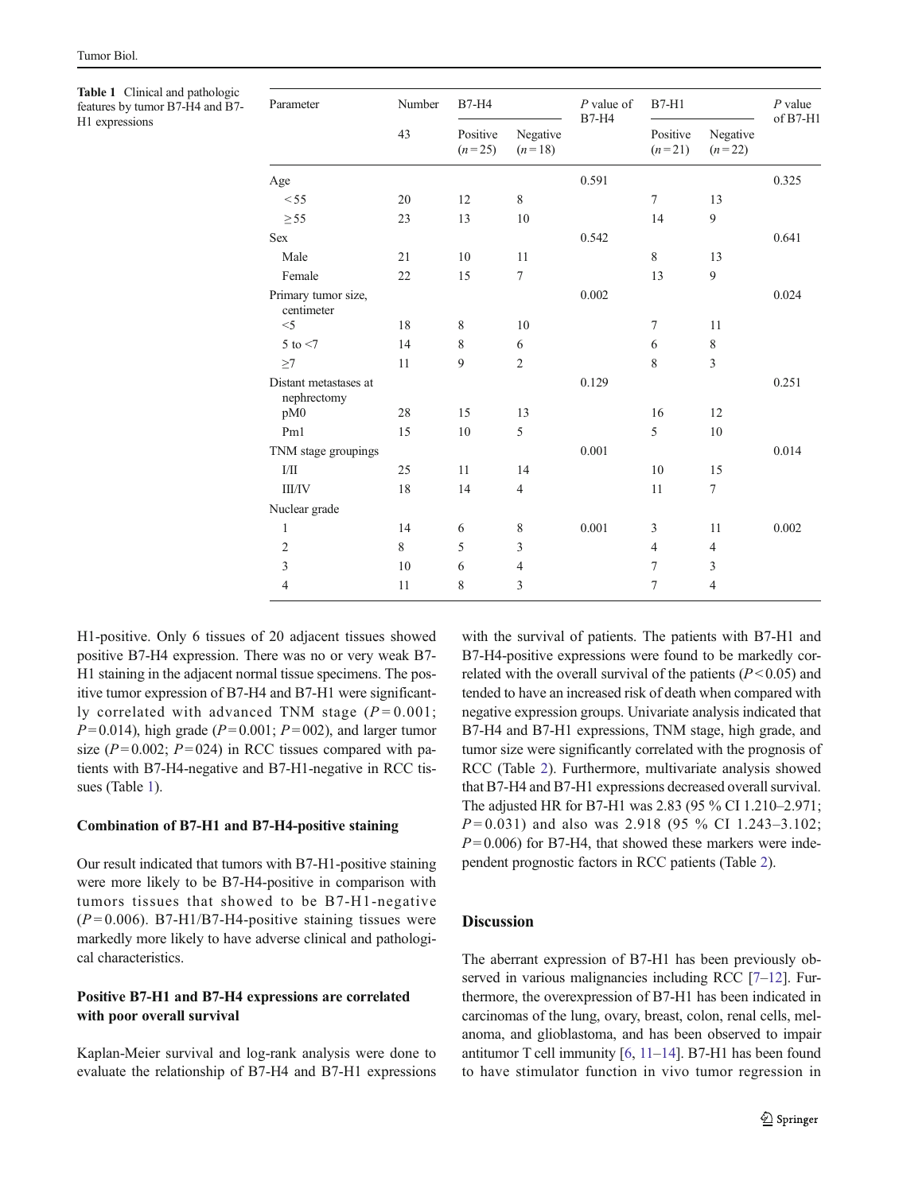**Table 1** Clinical and pathologic features by tumor B7-H4 and B7-H1 expressions

| Parameter | Number | B7-H4 | | P value of B7-H4 | B7-H1 | | P value of B7-H1 |
|---|---|---|---|---|---|---|---|
| | 43 | Positive ($n=25$) | Negative ($n=18$) | | Positive ($n=21$) | Negative ($n=22$) | |
| Age | | | | 0.591 | | | 0.325 |
| <55 | 20 | 12 | 8 | | 7 | 13 | |
| ≥55 | 23 | 13 | 10 | | 14 | 9 | |
| Sex | | | | 0.542 | | | 0.641 |
| Male | 21 | 10 | 11 | | 8 | 13 | |
| Female | 22 | 15 | 7 | | 13 | 9 | |
| Primary tumor size, centimeter | | | | 0.002 | | | 0.024 |
| <5 | 18 | 8 | 10 | | 7 | 11 | |
| 5 to <7 | 14 | 8 | 6 | | 6 | 8 | |
| ≥7 | 11 | 9 | 2 | | 8 | 3 | |
| Distant metastases at nephrectomy | | | | 0.129 | | | 0.251 |
| pM0 | 28 | 15 | 13 | | 16 | 12 | |
| Pm1 | 15 | 10 | 5 | | 5 | 10 | |
| TNM stage groupings | | | | 0.001 | | | 0.014 |
| I/II | 25 | 11 | 14 | | 10 | 15 | |
| III/IV | 18 | 14 | 4 | | 11 | 7 | |
| Nuclear grade | | | | | | | |
| 1 | 14 | 6 | 8 | 0.001 | 3 | 11 | 0.002 |
| 2 | 8 | 5 | 3 | | 4 | 4 | |
| 3 | 10 | 6 | 4 | | 7 | 3 | |
| 4 | 11 | 8 | 3 | | 7 | 4 | |

H1-positive. Only 6 tissues of 20 adjacent tissues showed positive B7-H4 expression. There was no or very weak B7-H1 staining in the adjacent normal tissue specimens. The positive tumor expression of B7-H4 and B7-H1 were significantly correlated with advanced TNM stage ($P=0.001$; $P=0.014$), high grade ($P=0.001$; $P=002$), and larger tumor size ($P=0.002$; $P=024$) in RCC tissues compared with patients with B7-H4-negative and B7-H1-negative in RCC tissues (Table 1).

### Combination of B7-H1 and B7-H4-positive staining

Our result indicated that tumors with B7-H1-positive staining were more likely to be B7-H4-positive in comparison with tumors tissues that showed to be B7-H1-negative ($P=0.006$). B7-H1/B7-H4-positive staining tissues were markedly more likely to have adverse clinical and pathological characteristics.

### Positive B7-H1 and B7-H4 expressions are correlated with poor overall survival

Kaplan-Meier survival and log-rank analysis were done to evaluate the relationship of B7-H4 and B7-H1 expressions with the survival of patients. The patients with B7-H1 and B7-H4-positive expressions were found to be markedly correlated with the overall survival of the patients ($P<0.05$) and tended to have an increased risk of death when compared with negative expression groups. Univariate analysis indicated that B7-H4 and B7-H1 expressions, TNM stage, high grade, and tumor size were significantly correlated with the prognosis of RCC (Table 2). Furthermore, multivariate analysis showed that B7-H4 and B7-H1 expressions decreased overall survival. The adjusted HR for B7-H1 was 2.83 (95 % CI 1.210–2.971; $P=0.031$) and also was 2.918 (95 % CI 1.243–3.102; $P=0.006$) for B7-H4, that showed these markers were independent prognostic factors in RCC patients (Table 2).

## Discussion

The aberrant expression of B7-H1 has been previously observed in various malignancies including RCC [7–12]. Furthermore, the overexpression of B7-H1 has been indicated in carcinomas of the lung, ovary, breast, colon, renal cells, melanoma, and glioblastoma, and has been observed to impair antitumor T cell immunity [6, 11–14]. B7-H1 has been found to have stimulator function in vivo tumor regression in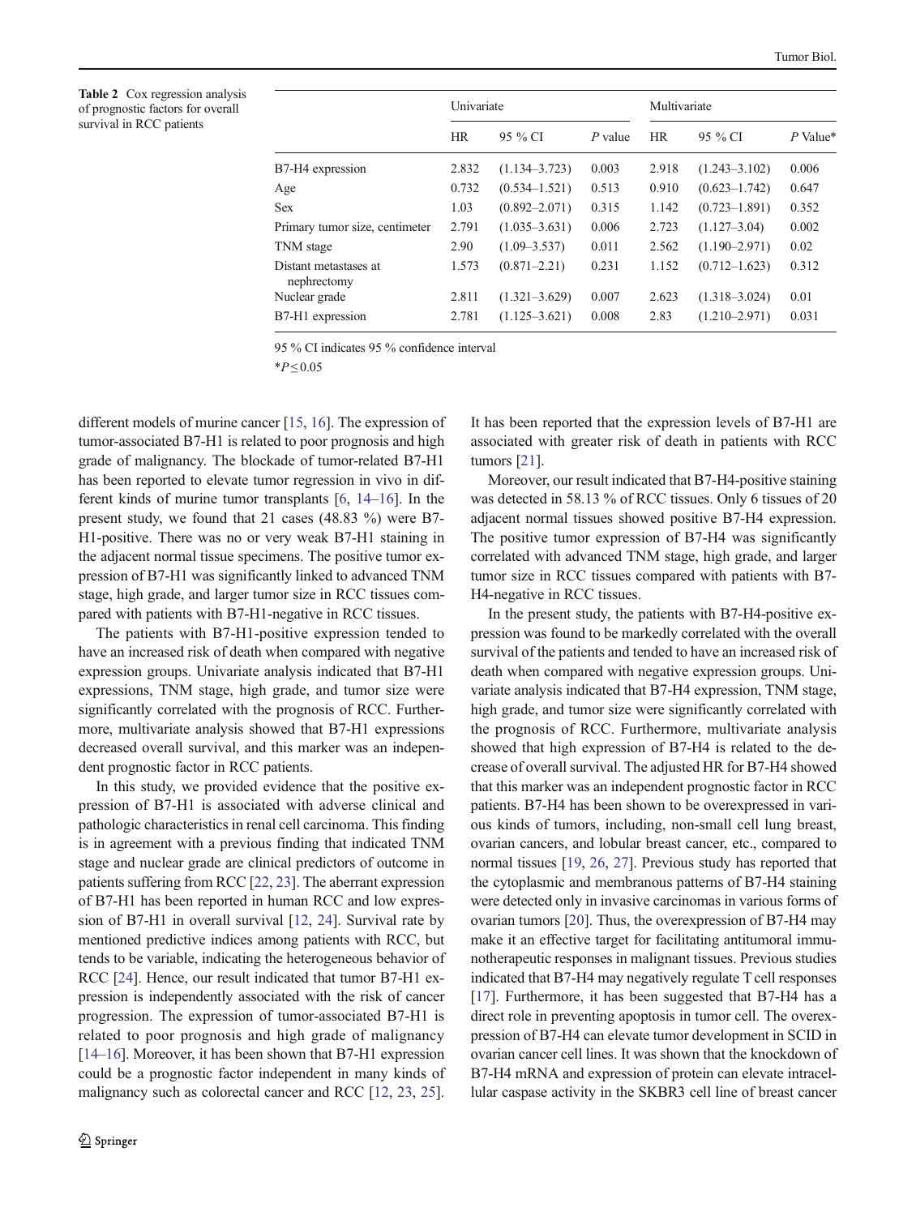**Table 2** Cox regression analysis of prognostic factors for overall survival in RCC patients

| | Univariate | | | Multivariate | | |
|---|---|---|---|---|---|---|
| | HR | 95 % CI | *P* value | HR | 95 % CI | *P* Value* |
| B7-H4 expression | 2.832 | (1.134–3.723) | 0.003 | 2.918 | (1.243–3.102) | 0.006 |
| Age | 0.732 | (0.534–1.521) | 0.513 | 0.910 | (0.623–1.742) | 0.647 |
| Sex | 1.03 | (0.892–2.071) | 0.315 | 1.142 | (0.723–1.891) | 0.352 |
| Primary tumor size, centimeter | 2.791 | (1.035–3.631) | 0.006 | 2.723 | (1.127–3.04) | 0.002 |
| TNM stage | 2.90 | (1.09–3.537) | 0.011 | 2.562 | (1.190–2.971) | 0.02 |
| Distant metastases at nephrectomy | 1.573 | (0.871–2.21) | 0.231 | 1.152 | (0.712–1.623) | 0.312 |
| Nuclear grade | 2.811 | (1.321–3.629) | 0.007 | 2.623 | (1.318–3.024) | 0.01 |
| B7-H1 expression | 2.781 | (1.125–3.621) | 0.008 | 2.83 | (1.210–2.971) | 0.031 |

95 % CI indicates 95 % confidence interval

*$P \leq 0.05$

different models of murine cancer [15, 16]. The expression of tumor-associated B7-H1 is related to poor prognosis and high grade of malignancy. The blockade of tumor-related B7-H1 has been reported to elevate tumor regression in vivo in different kinds of murine tumor transplants [6, 14–16]. In the present study, we found that 21 cases (48.83 %) were B7-H1-positive. There was no or very weak B7-H1 staining in the adjacent normal tissue specimens. The positive tumor expression of B7-H1 was significantly linked to advanced TNM stage, high grade, and larger tumor size in RCC tissues compared with patients with B7-H1-negative in RCC tissues.

The patients with B7-H1-positive expression tended to have an increased risk of death when compared with negative expression groups. Univariate analysis indicated that B7-H1 expressions, TNM stage, high grade, and tumor size were significantly correlated with the prognosis of RCC. Furthermore, multivariate analysis showed that B7-H1 expressions decreased overall survival, and this marker was an independent prognostic factor in RCC patients.

In this study, we provided evidence that the positive expression of B7-H1 is associated with adverse clinical and pathologic characteristics in renal cell carcinoma. This finding is in agreement with a previous finding that indicated TNM stage and nuclear grade are clinical predictors of outcome in patients suffering from RCC [22, 23]. The aberrant expression of B7-H1 has been reported in human RCC and low expression of B7-H1 in overall survival [12, 24]. Survival rate by mentioned predictive indices among patients with RCC, but tends to be variable, indicating the heterogeneous behavior of RCC [24]. Hence, our result indicated that tumor B7-H1 expression is independently associated with the risk of cancer progression. The expression of tumor-associated B7-H1 is related to poor prognosis and high grade of malignancy [14–16]. Moreover, it has been shown that B7-H1 expression could be a prognostic factor independent in many kinds of malignancy such as colorectal cancer and RCC [12, 23, 25]. It has been reported that the expression levels of B7-H1 are associated with greater risk of death in patients with RCC tumors [21].

Moreover, our result indicated that B7-H4-positive staining was detected in 58.13 % of RCC tissues. Only 6 tissues of 20 adjacent normal tissues showed positive B7-H4 expression. The positive tumor expression of B7-H4 was significantly correlated with advanced TNM stage, high grade, and larger tumor size in RCC tissues compared with patients with B7-H4-negative in RCC tissues.

In the present study, the patients with B7-H4-positive expression was found to be markedly correlated with the overall survival of the patients and tended to have an increased risk of death when compared with negative expression groups. Univariate analysis indicated that B7-H4 expression, TNM stage, high grade, and tumor size were significantly correlated with the prognosis of RCC. Furthermore, multivariate analysis showed that high expression of B7-H4 is related to the decrease of overall survival. The adjusted HR for B7-H4 showed that this marker was an independent prognostic factor in RCC patients. B7-H4 has been shown to be overexpressed in various kinds of tumors, including, non-small cell lung breast, ovarian cancers, and lobular breast cancer, etc., compared to normal tissues [19, 26, 27]. Previous study has reported that the cytoplasmic and membranous patterns of B7-H4 staining were detected only in invasive carcinomas in various forms of ovarian tumors [20]. Thus, the overexpression of B7-H4 may make it an effective target for facilitating antitumoral immunotherapeutic responses in malignant tissues. Previous studies indicated that B7-H4 may negatively regulate T cell responses [17]. Furthermore, it has been suggested that B7-H4 has a direct role in preventing apoptosis in tumor cell. The overexpression of B7-H4 can elevate tumor development in SCID in ovarian cancer cell lines. It was shown that the knockdown of B7-H4 mRNA and expression of protein can elevate intracellular caspase activity in the SKBR3 cell line of breast cancer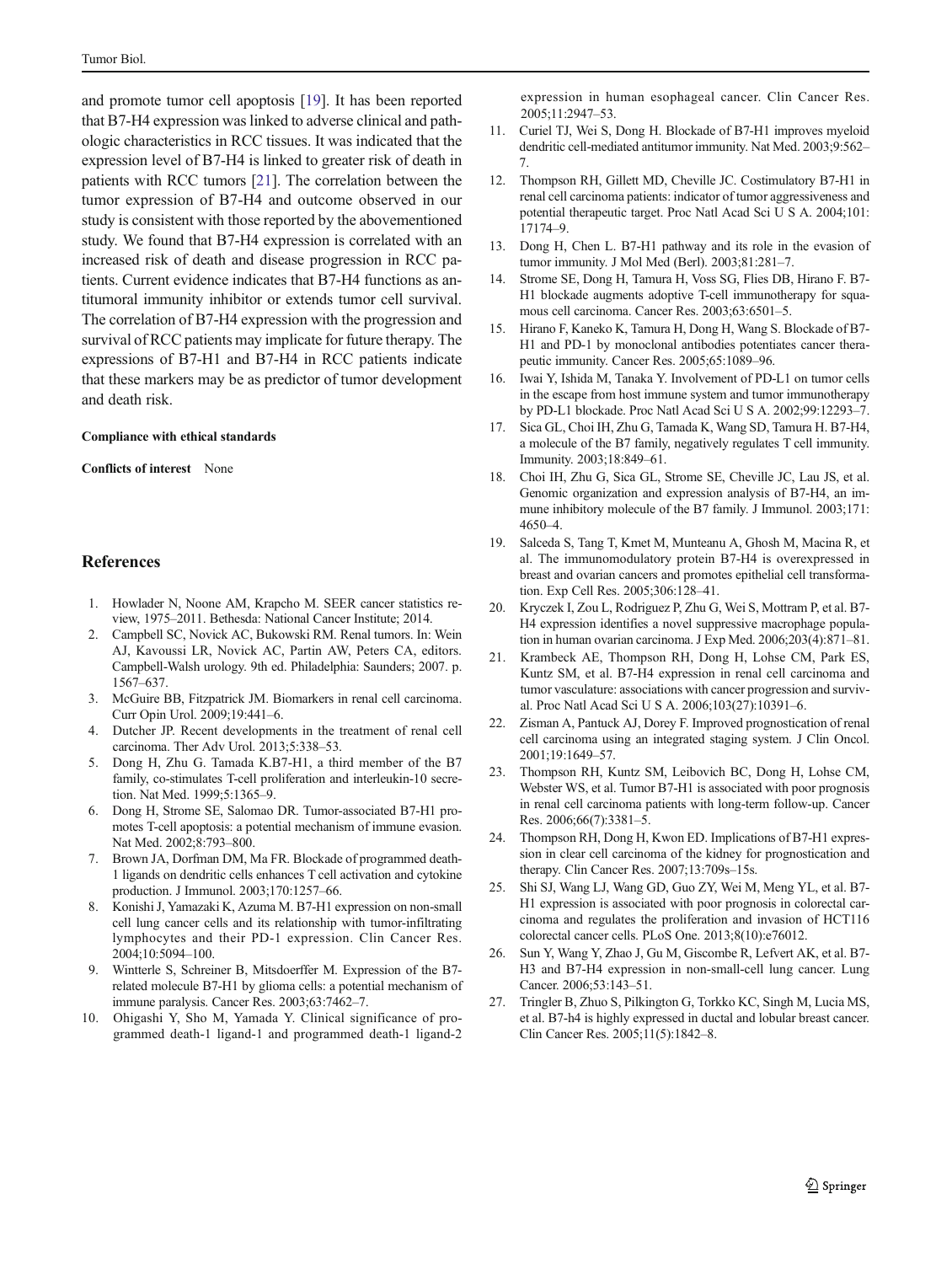and promote tumor cell apoptosis [19]. It has been reported that B7-H4 expression was linked to adverse clinical and pathologic characteristics in RCC tissues. It was indicated that the expression level of B7-H4 is linked to greater risk of death in patients with RCC tumors [21]. The correlation between the tumor expression of B7-H4 and outcome observed in our study is consistent with those reported by the abovementioned study. We found that B7-H4 expression is correlated with an increased risk of death and disease progression in RCC patients. Current evidence indicates that B7-H4 functions as antitumoral immunity inhibitor or extends tumor cell survival. The correlation of B7-H4 expression with the progression and survival of RCC patients may implicate for future therapy. The expressions of B7-H1 and B7-H4 in RCC patients indicate that these markers may be as predictor of tumor development and death risk.

**Compliance with ethical standards**

**Conflicts of interest** None

## References

1. Howlader N, Noone AM, Krapcho M. SEER cancer statistics review, 1975–2011. Bethesda: National Cancer Institute; 2014.
2. Campbell SC, Novick AC, Bukowski RM. Renal tumors. In: Wein AJ, Kavoussi LR, Novick AC, Partin AW, Peters CA, editors. Campbell-Walsh urology. 9th ed. Philadelphia: Saunders; 2007. p. 1567–637.
3. McGuire BB, Fitzpatrick JM. Biomarkers in renal cell carcinoma. Curr Opin Urol. 2009;19:441–6.
4. Dutcher JP. Recent developments in the treatment of renal cell carcinoma. Ther Adv Urol. 2013;5:338–53.
5. Dong H, Zhu G. Tamada K.B7-H1, a third member of the B7 family, co-stimulates T-cell proliferation and interleukin-10 secretion. Nat Med. 1999;5:1365–9.
6. Dong H, Strome SE, Salomao DR. Tumor-associated B7-H1 promotes T-cell apoptosis: a potential mechanism of immune evasion. Nat Med. 2002;8:793–800.
7. Brown JA, Dorfman DM, Ma FR. Blockade of programmed death-1 ligands on dendritic cells enhances T cell activation and cytokine production. J Immunol. 2003;170:1257–66.
8. Konishi J, Yamazaki K, Azuma M. B7-H1 expression on non-small cell lung cancer cells and its relationship with tumor-infiltrating lymphocytes and their PD-1 expression. Clin Cancer Res. 2004;10:5094–100.
9. Wintterle S, Schreiner B, Mitsdoerffer M. Expression of the B7-related molecule B7-H1 by glioma cells: a potential mechanism of immune paralysis. Cancer Res. 2003;63:7462–7.
10. Ohigashi Y, Sho M, Yamada Y. Clinical significance of programmed death-1 ligand-1 and programmed death-1 ligand-2 expression in human esophageal cancer. Clin Cancer Res. 2005;11:2947–53.
11. Curiel TJ, Wei S, Dong H. Blockade of B7-H1 improves myeloid dendritic cell-mediated antitumor immunity. Nat Med. 2003;9:562–7.
12. Thompson RH, Gillett MD, Cheville JC. Costimulatory B7-H1 in renal cell carcinoma patients: indicator of tumor aggressiveness and potential therapeutic target. Proc Natl Acad Sci U S A. 2004;101: 17174–9.
13. Dong H, Chen L. B7-H1 pathway and its role in the evasion of tumor immunity. J Mol Med (Berl). 2003;81:281–7.
14. Strome SE, Dong H, Tamura H, Voss SG, Flies DB, Hirano F. B7-H1 blockade augments adoptive T-cell immunotherapy for squamous cell carcinoma. Cancer Res. 2003;63:6501–5.
15. Hirano F, Kaneko K, Tamura H, Dong H, Wang S. Blockade of B7-H1 and PD-1 by monoclonal antibodies potentiates cancer therapeutic immunity. Cancer Res. 2005;65:1089–96.
16. Iwai Y, Ishida M, Tanaka Y. Involvement of PD-L1 on tumor cells in the escape from host immune system and tumor immunotherapy by PD-L1 blockade. Proc Natl Acad Sci U S A. 2002;99:12293–7.
17. Sica GL, Choi IH, Zhu G, Tamada K, Wang SD, Tamura H. B7-H4, a molecule of the B7 family, negatively regulates T cell immunity. Immunity. 2003;18:849–61.
18. Choi IH, Zhu G, Sica GL, Strome SE, Cheville JC, Lau JS, et al. Genomic organization and expression analysis of B7-H4, an immune inhibitory molecule of the B7 family. J Immunol. 2003;171: 4650–4.
19. Salceda S, Tang T, Kmet M, Munteanu A, Ghosh M, Macina R, et al. The immunomodulatory protein B7-H4 is overexpressed in breast and ovarian cancers and promotes epithelial cell transformation. Exp Cell Res. 2005;306:128–41.
20. Kryczek I, Zou L, Rodriguez P, Zhu G, Wei S, Mottram P, et al. B7-H4 expression identifies a novel suppressive macrophage population in human ovarian carcinoma. J Exp Med. 2006;203(4):871–81.
21. Krambeck AE, Thompson RH, Dong H, Lohse CM, Park ES, Kuntz SM, et al. B7-H4 expression in renal cell carcinoma and tumor vasculature: associations with cancer progression and survival. Proc Natl Acad Sci U S A. 2006;103(27):10391–6.
22. Zisman A, Pantuck AJ, Dorey F. Improved prognostication of renal cell carcinoma using an integrated staging system. J Clin Oncol. 2001;19:1649–57.
23. Thompson RH, Kuntz SM, Leibovich BC, Dong H, Lohse CM, Webster WS, et al. Tumor B7-H1 is associated with poor prognosis in renal cell carcinoma patients with long-term follow-up. Cancer Res. 2006;66(7):3381–5.
24. Thompson RH, Dong H, Kwon ED. Implications of B7-H1 expression in clear cell carcinoma of the kidney for prognostication and therapy. Clin Cancer Res. 2007;13:709s–15s.
25. Shi SJ, Wang LJ, Wang GD, Guo ZY, Wei M, Meng YL, et al. B7-H1 expression is associated with poor prognosis in colorectal carcinoma and regulates the proliferation and invasion of HCT116 colorectal cancer cells. PLoS One. 2013;8(10):e76012.
26. Sun Y, Wang Y, Zhao J, Gu M, Giscombe R, Lefvert AK, et al. B7-H3 and B7-H4 expression in non-small-cell lung cancer. Lung Cancer. 2006;53:143–51.
27. Tringler B, Zhuo S, Pilkington G, Torkko KC, Singh M, Lucia MS, et al. B7-h4 is highly expressed in ductal and lobular breast cancer. Clin Cancer Res. 2005;11(5):1842–8.